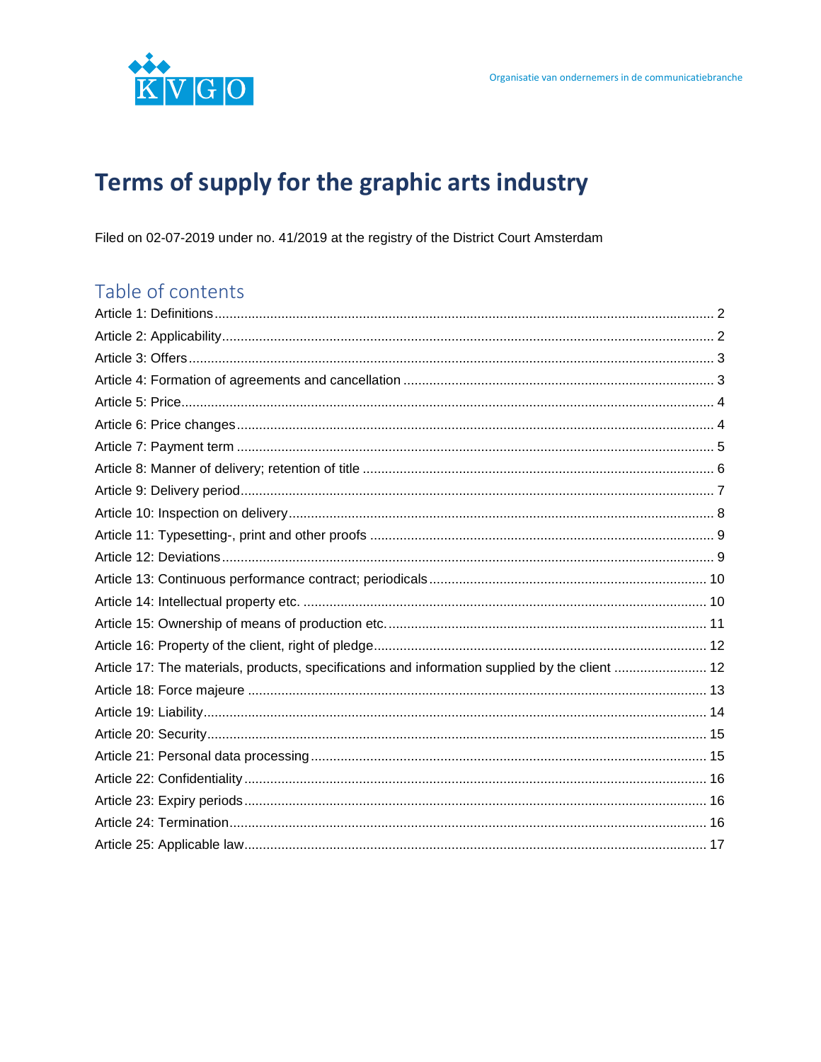KVGO

Organisatie van ondernemers in de communicatiebranche

# Terms of supply for the graphic arts industry

Filed on 02-07-2019 under no. 41/2019 at the registry of the District Court Amsterdam

## Table of contents

Article 1: Definitions ..... 2
Article 2: Applicability ..... 2
Article 3: Offers ..... 3
Article 4: Formation of agreements and cancellation ..... 3
Article 5: Price ..... 4
Article 6: Price changes ..... 4
Article 7: Payment term ..... 5
Article 8: Manner of delivery; retention of title ..... 6
Article 9: Delivery period ..... 7
Article 10: Inspection on delivery ..... 8
Article 11: Typesetting-, print and other proofs ..... 9
Article 12: Deviations ..... 9
Article 13: Continuous performance contract; periodicals ..... 10
Article 14: Intellectual property etc. ..... 10
Article 15: Ownership of means of production etc. ..... 11
Article 16: Property of the client, right of pledge ..... 12
Article 17: The materials, products, specifications and information supplied by the client ..... 12
Article 18: Force majeure ..... 13
Article 19: Liability ..... 14
Article 20: Security ..... 15
Article 21: Personal data processing ..... 15
Article 22: Confidentiality ..... 16
Article 23: Expiry periods ..... 16
Article 24: Termination ..... 16
Article 25: Applicable law ..... 17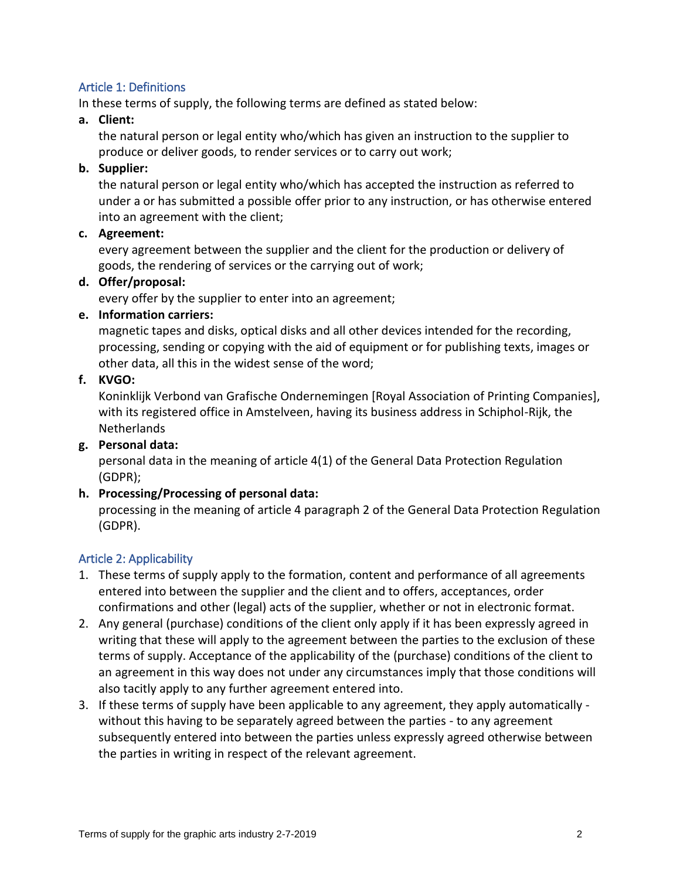## Article 1: Definitions

In these terms of supply, the following terms are defined as stated below:

a. **Client:**
   the natural person or legal entity who/which has given an instruction to the supplier to produce or deliver goods, to render services or to carry out work;

b. **Supplier:**
   the natural person or legal entity who/which has accepted the instruction as referred to under a or has submitted a possible offer prior to any instruction, or has otherwise entered into an agreement with the client;

c. **Agreement:**
   every agreement between the supplier and the client for the production or delivery of goods, the rendering of services or the carrying out of work;

d. **Offer/proposal:**
   every offer by the supplier to enter into an agreement;

e. **Information carriers:**
   magnetic tapes and disks, optical disks and all other devices intended for the recording, processing, sending or copying with the aid of equipment or for publishing texts, images or other data, all this in the widest sense of the word;

f. **KVGO:**
   Koninklijk Verbond van Grafische Ondernemingen [Royal Association of Printing Companies], with its registered office in Amstelveen, having its business address in Schiphol-Rijk, the Netherlands

g. **Personal data:**
   personal data in the meaning of article 4(1) of the General Data Protection Regulation (GDPR);

h. **Processing/Processing of personal data:**
   processing in the meaning of article 4 paragraph 2 of the General Data Protection Regulation (GDPR).

## Article 2: Applicability

1. These terms of supply apply to the formation, content and performance of all agreements entered into between the supplier and the client and to offers, acceptances, order confirmations and other (legal) acts of the supplier, whether or not in electronic format.
2. Any general (purchase) conditions of the client only apply if it has been expressly agreed in writing that these will apply to the agreement between the parties to the exclusion of these terms of supply. Acceptance of the applicability of the (purchase) conditions of the client to an agreement in this way does not under any circumstances imply that those conditions will also tacitly apply to any further agreement entered into.
3. If these terms of supply have been applicable to any agreement, they apply automatically - without this having to be separately agreed between the parties - to any agreement subsequently entered into between the parties unless expressly agreed otherwise between the parties in writing in respect of the relevant agreement.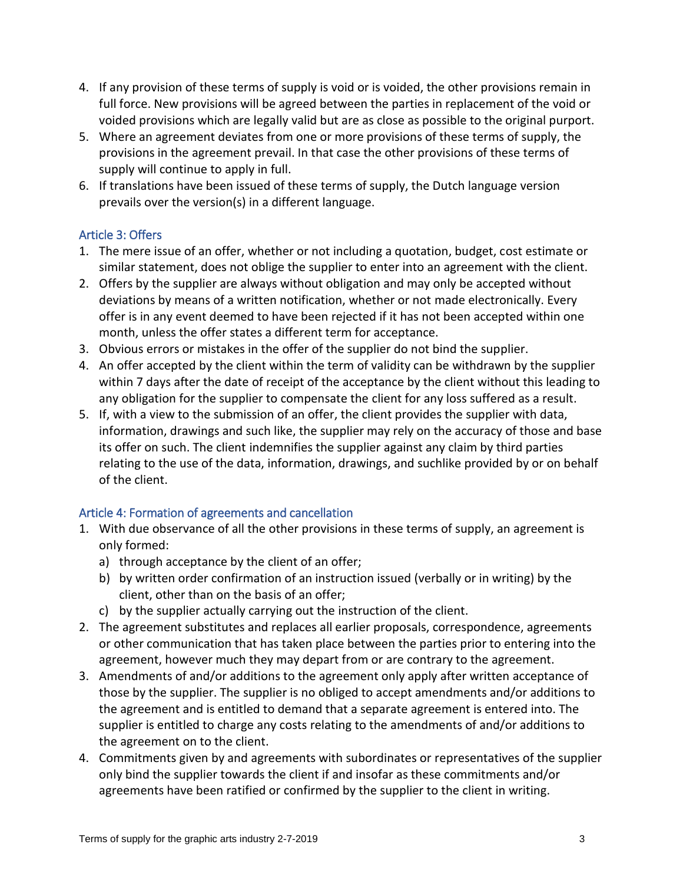4. If any provision of these terms of supply is void or is voided, the other provisions remain in full force. New provisions will be agreed between the parties in replacement of the void or voided provisions which are legally valid but are as close as possible to the original purport.
5. Where an agreement deviates from one or more provisions of these terms of supply, the provisions in the agreement prevail. In that case the other provisions of these terms of supply will continue to apply in full.
6. If translations have been issued of these terms of supply, the Dutch language version prevails over the version(s) in a different language.

## Article 3: Offers

1. The mere issue of an offer, whether or not including a quotation, budget, cost estimate or similar statement, does not oblige the supplier to enter into an agreement with the client.
2. Offers by the supplier are always without obligation and may only be accepted without deviations by means of a written notification, whether or not made electronically. Every offer is in any event deemed to have been rejected if it has not been accepted within one month, unless the offer states a different term for acceptance.
3. Obvious errors or mistakes in the offer of the supplier do not bind the supplier.
4. An offer accepted by the client within the term of validity can be withdrawn by the supplier within 7 days after the date of receipt of the acceptance by the client without this leading to any obligation for the supplier to compensate the client for any loss suffered as a result.
5. If, with a view to the submission of an offer, the client provides the supplier with data, information, drawings and such like, the supplier may rely on the accuracy of those and base its offer on such. The client indemnifies the supplier against any claim by third parties relating to the use of the data, information, drawings, and suchlike provided by or on behalf of the client.

## Article 4: Formation of agreements and cancellation

1. With due observance of all the other provisions in these terms of supply, an agreement is only formed:
   a) through acceptance by the client of an offer;
   b) by written order confirmation of an instruction issued (verbally or in writing) by the client, other than on the basis of an offer;
   c) by the supplier actually carrying out the instruction of the client.
2. The agreement substitutes and replaces all earlier proposals, correspondence, agreements or other communication that has taken place between the parties prior to entering into the agreement, however much they may depart from or are contrary to the agreement.
3. Amendments of and/or additions to the agreement only apply after written acceptance of those by the supplier. The supplier is no obliged to accept amendments and/or additions to the agreement and is entitled to demand that a separate agreement is entered into. The supplier is entitled to charge any costs relating to the amendments of and/or additions to the agreement on to the client.
4. Commitments given by and agreements with subordinates or representatives of the supplier only bind the supplier towards the client if and insofar as these commitments and/or agreements have been ratified or confirmed by the supplier to the client in writing.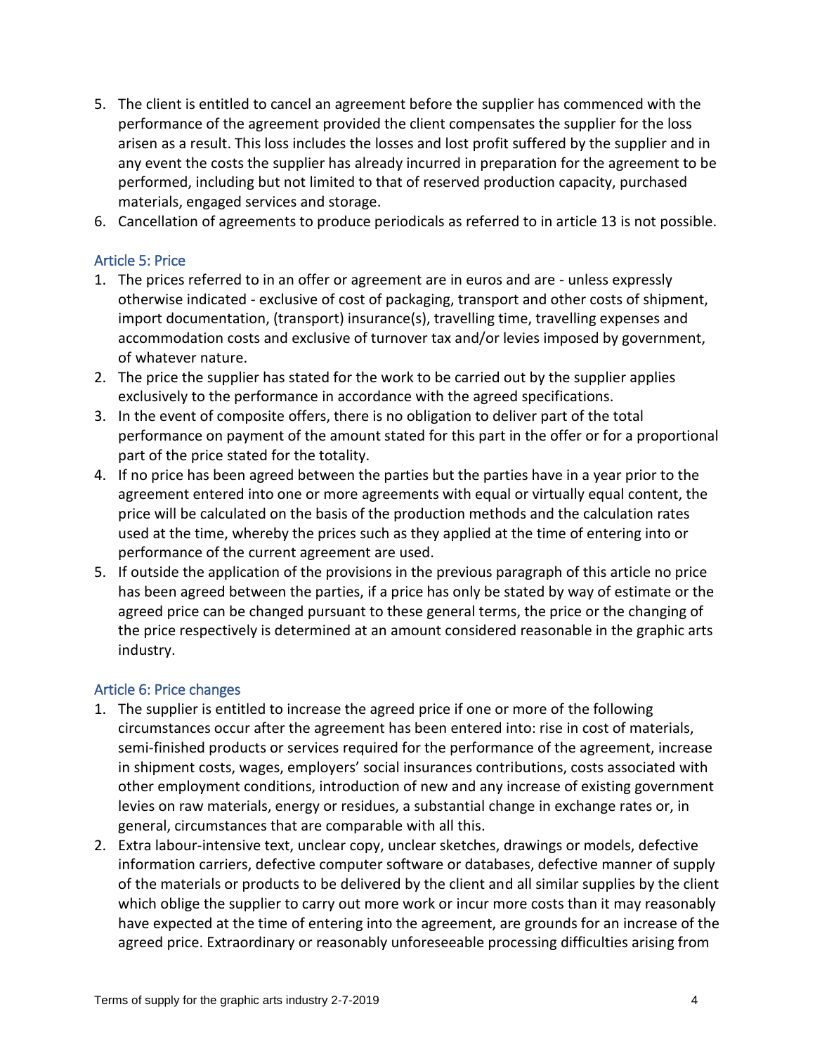5. The client is entitled to cancel an agreement before the supplier has commenced with the performance of the agreement provided the client compensates the supplier for the loss arisen as a result. This loss includes the losses and lost profit suffered by the supplier and in any event the costs the supplier has already incurred in preparation for the agreement to be performed, including but not limited to that of reserved production capacity, purchased materials, engaged services and storage.
6. Cancellation of agreements to produce periodicals as referred to in article 13 is not possible.

## Article 5: Price

1. The prices referred to in an offer or agreement are in euros and are - unless expressly otherwise indicated - exclusive of cost of packaging, transport and other costs of shipment, import documentation, (transport) insurance(s), travelling time, travelling expenses and accommodation costs and exclusive of turnover tax and/or levies imposed by government, of whatever nature.
2. The price the supplier has stated for the work to be carried out by the supplier applies exclusively to the performance in accordance with the agreed specifications.
3. In the event of composite offers, there is no obligation to deliver part of the total performance on payment of the amount stated for this part in the offer or for a proportional part of the price stated for the totality.
4. If no price has been agreed between the parties but the parties have in a year prior to the agreement entered into one or more agreements with equal or virtually equal content, the price will be calculated on the basis of the production methods and the calculation rates used at the time, whereby the prices such as they applied at the time of entering into or performance of the current agreement are used.
5. If outside the application of the provisions in the previous paragraph of this article no price has been agreed between the parties, if a price has only be stated by way of estimate or the agreed price can be changed pursuant to these general terms, the price or the changing of the price respectively is determined at an amount considered reasonable in the graphic arts industry.

## Article 6: Price changes

1. The supplier is entitled to increase the agreed price if one or more of the following circumstances occur after the agreement has been entered into: rise in cost of materials, semi-finished products or services required for the performance of the agreement, increase in shipment costs, wages, employers' social insurances contributions, costs associated with other employment conditions, introduction of new and any increase of existing government levies on raw materials, energy or residues, a substantial change in exchange rates or, in general, circumstances that are comparable with all this.
2. Extra labour-intensive text, unclear copy, unclear sketches, drawings or models, defective information carriers, defective computer software or databases, defective manner of supply of the materials or products to be delivered by the client and all similar supplies by the client which oblige the supplier to carry out more work or incur more costs than it may reasonably have expected at the time of entering into the agreement, are grounds for an increase of the agreed price. Extraordinary or reasonably unforeseeable processing difficulties arising from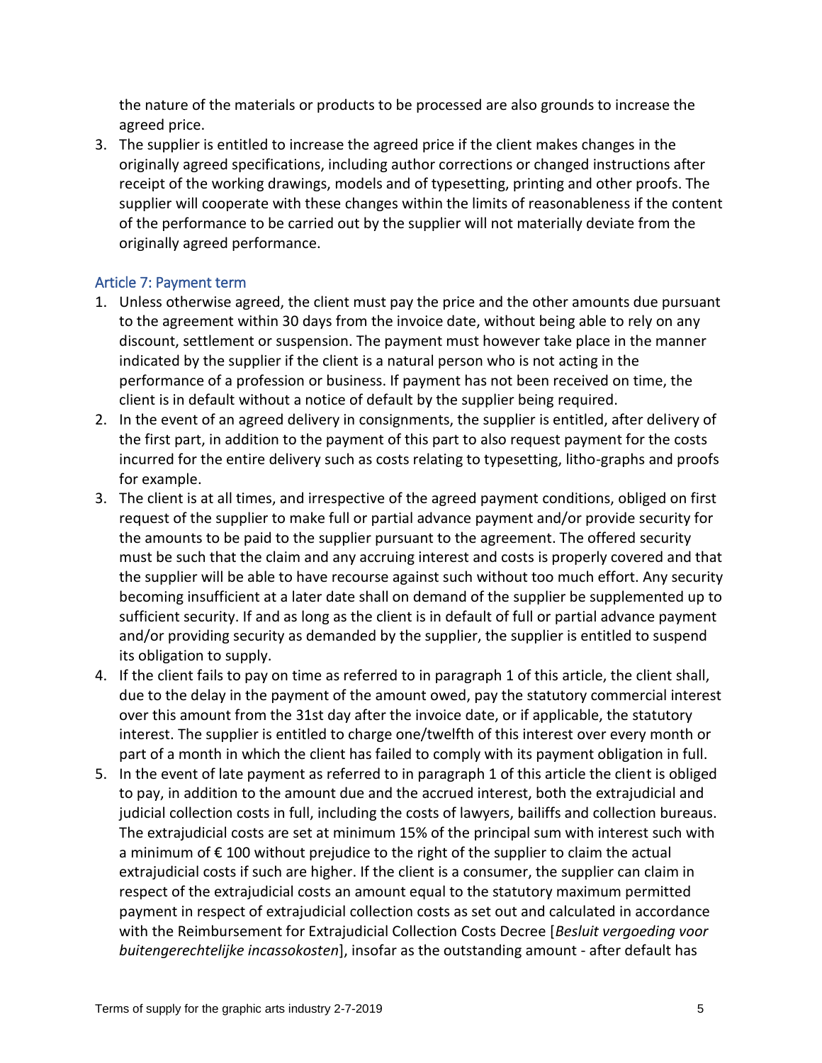the nature of the materials or products to be processed are also grounds to increase the agreed price.

3. The supplier is entitled to increase the agreed price if the client makes changes in the originally agreed specifications, including author corrections or changed instructions after receipt of the working drawings, models and of typesetting, printing and other proofs. The supplier will cooperate with these changes within the limits of reasonableness if the content of the performance to be carried out by the supplier will not materially deviate from the originally agreed performance.

### Article 7: Payment term

1. Unless otherwise agreed, the client must pay the price and the other amounts due pursuant to the agreement within 30 days from the invoice date, without being able to rely on any discount, settlement or suspension. The payment must however take place in the manner indicated by the supplier if the client is a natural person who is not acting in the performance of a profession or business. If payment has not been received on time, the client is in default without a notice of default by the supplier being required.
2. In the event of an agreed delivery in consignments, the supplier is entitled, after delivery of the first part, in addition to the payment of this part to also request payment for the costs incurred for the entire delivery such as costs relating to typesetting, litho-graphs and proofs for example.
3. The client is at all times, and irrespective of the agreed payment conditions, obliged on first request of the supplier to make full or partial advance payment and/or provide security for the amounts to be paid to the supplier pursuant to the agreement. The offered security must be such that the claim and any accruing interest and costs is properly covered and that the supplier will be able to have recourse against such without too much effort. Any security becoming insufficient at a later date shall on demand of the supplier be supplemented up to sufficient security. If and as long as the client is in default of full or partial advance payment and/or providing security as demanded by the supplier, the supplier is entitled to suspend its obligation to supply.
4. If the client fails to pay on time as referred to in paragraph 1 of this article, the client shall, due to the delay in the payment of the amount owed, pay the statutory commercial interest over this amount from the 31st day after the invoice date, or if applicable, the statutory interest. The supplier is entitled to charge one/twelfth of this interest over every month or part of a month in which the client has failed to comply with its payment obligation in full.
5. In the event of late payment as referred to in paragraph 1 of this article the client is obliged to pay, in addition to the amount due and the accrued interest, both the extrajudicial and judicial collection costs in full, including the costs of lawyers, bailiffs and collection bureaus. The extrajudicial costs are set at minimum 15% of the principal sum with interest such with a minimum of € 100 without prejudice to the right of the supplier to claim the actual extrajudicial costs if such are higher. If the client is a consumer, the supplier can claim in respect of the extrajudicial costs an amount equal to the statutory maximum permitted payment in respect of extrajudicial collection costs as set out and calculated in accordance with the Reimbursement for Extrajudicial Collection Costs Decree [*Besluit vergoeding voor buitengerechtelijke incassokosten*], insofar as the outstanding amount - after default has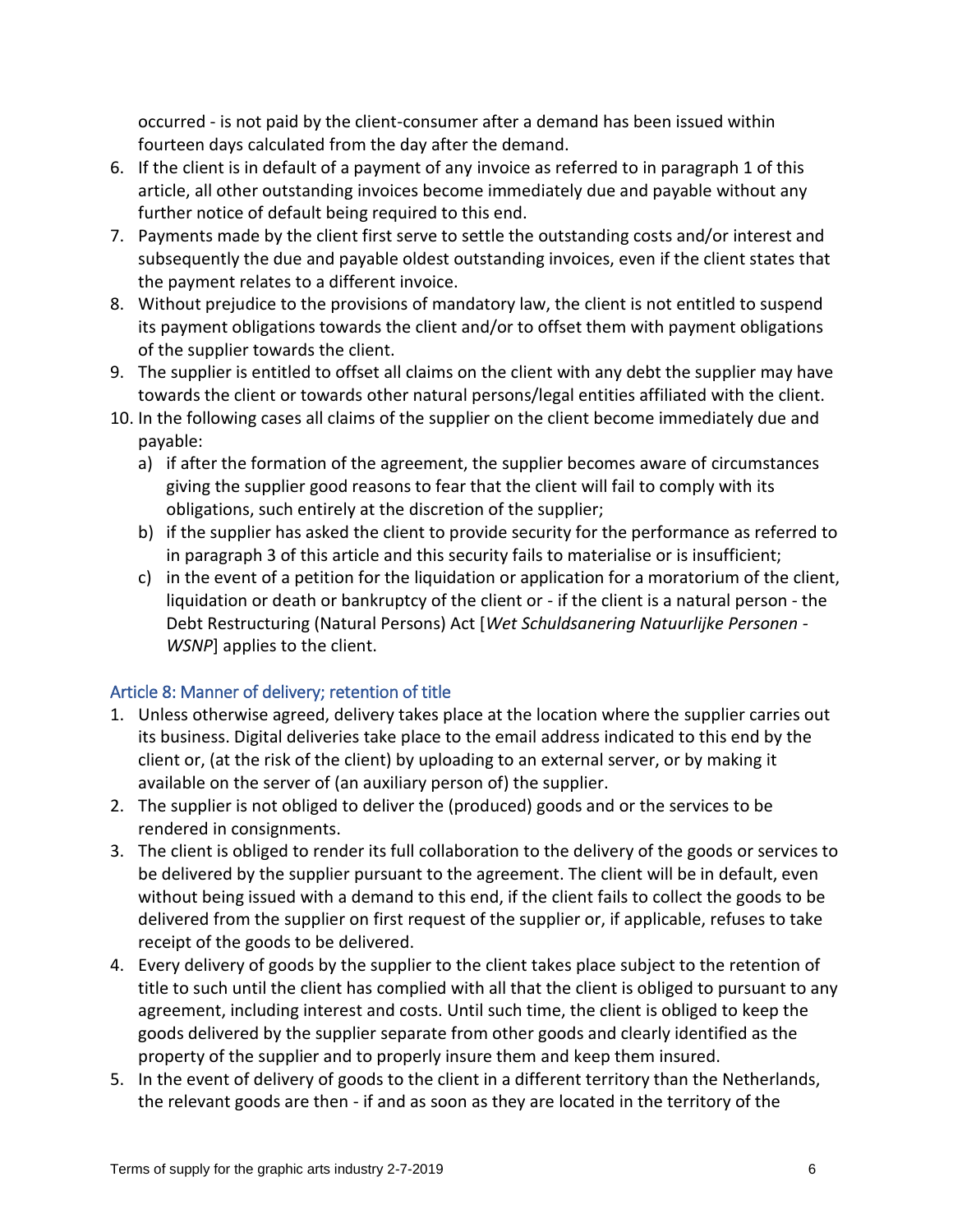occurred - is not paid by the client-consumer after a demand has been issued within fourteen days calculated from the day after the demand.

6. If the client is in default of a payment of any invoice as referred to in paragraph 1 of this article, all other outstanding invoices become immediately due and payable without any further notice of default being required to this end.
7. Payments made by the client first serve to settle the outstanding costs and/or interest and subsequently the due and payable oldest outstanding invoices, even if the client states that the payment relates to a different invoice.
8. Without prejudice to the provisions of mandatory law, the client is not entitled to suspend its payment obligations towards the client and/or to offset them with payment obligations of the supplier towards the client.
9. The supplier is entitled to offset all claims on the client with any debt the supplier may have towards the client or towards other natural persons/legal entities affiliated with the client.
10. In the following cases all claims of the supplier on the client become immediately due and payable:
    a) if after the formation of the agreement, the supplier becomes aware of circumstances giving the supplier good reasons to fear that the client will fail to comply with its obligations, such entirely at the discretion of the supplier;
    b) if the supplier has asked the client to provide security for the performance as referred to in paragraph 3 of this article and this security fails to materialise or is insufficient;
    c) in the event of a petition for the liquidation or application for a moratorium of the client, liquidation or death or bankruptcy of the client or - if the client is a natural person - the Debt Restructuring (Natural Persons) Act [*Wet Schuldsanering Natuurlijke Personen - WSNP*] applies to the client.

## Article 8: Manner of delivery; retention of title

1. Unless otherwise agreed, delivery takes place at the location where the supplier carries out its business. Digital deliveries take place to the email address indicated to this end by the client or, (at the risk of the client) by uploading to an external server, or by making it available on the server of (an auxiliary person of) the supplier.
2. The supplier is not obliged to deliver the (produced) goods and or the services to be rendered in consignments.
3. The client is obliged to render its full collaboration to the delivery of the goods or services to be delivered by the supplier pursuant to the agreement. The client will be in default, even without being issued with a demand to this end, if the client fails to collect the goods to be delivered from the supplier on first request of the supplier or, if applicable, refuses to take receipt of the goods to be delivered.
4. Every delivery of goods by the supplier to the client takes place subject to the retention of title to such until the client has complied with all that the client is obliged to pursuant to any agreement, including interest and costs. Until such time, the client is obliged to keep the goods delivered by the supplier separate from other goods and clearly identified as the property of the supplier and to properly insure them and keep them insured.
5. In the event of delivery of goods to the client in a different territory than the Netherlands, the relevant goods are then - if and as soon as they are located in the territory of the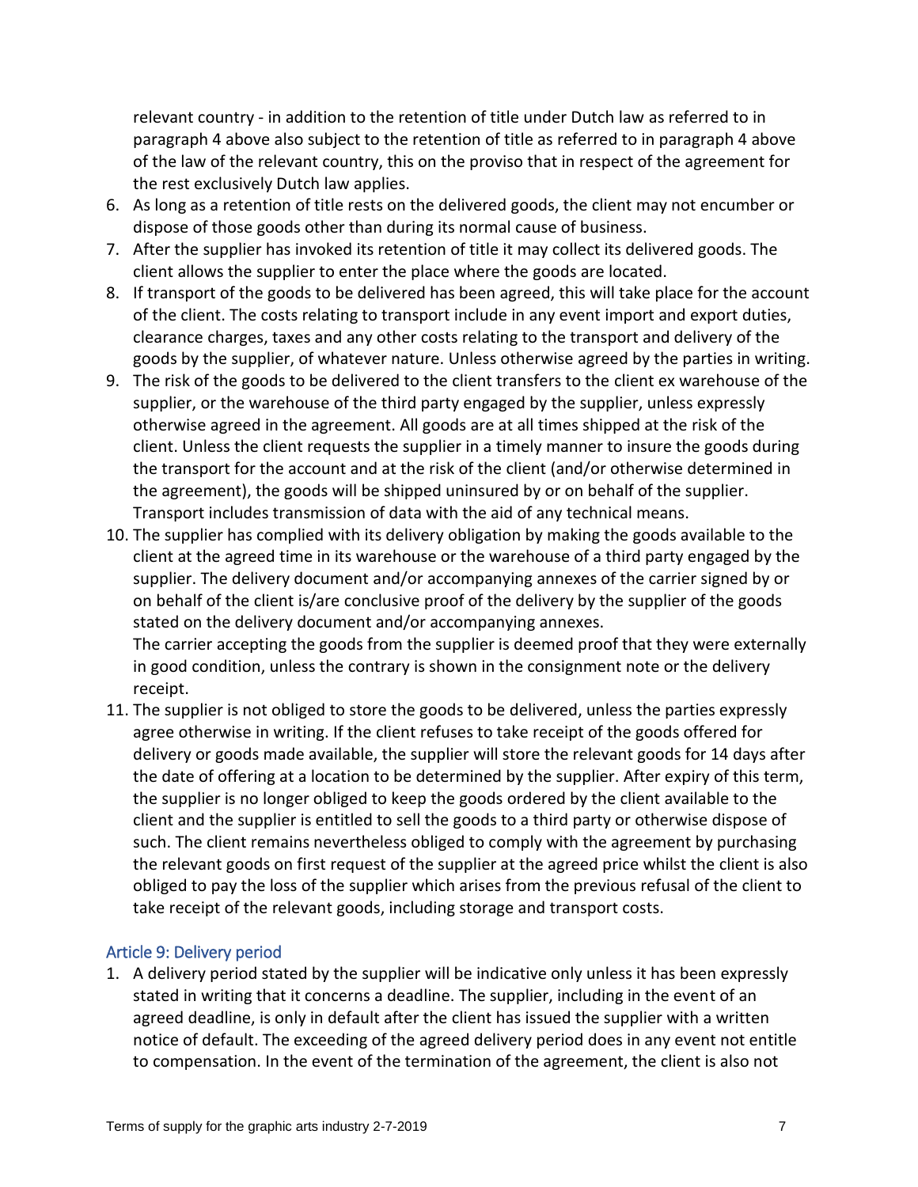relevant country - in addition to the retention of title under Dutch law as referred to in paragraph 4 above also subject to the retention of title as referred to in paragraph 4 above of the law of the relevant country, this on the proviso that in respect of the agreement for the rest exclusively Dutch law applies.

6. As long as a retention of title rests on the delivered goods, the client may not encumber or dispose of those goods other than during its normal cause of business.
7. After the supplier has invoked its retention of title it may collect its delivered goods. The client allows the supplier to enter the place where the goods are located.
8. If transport of the goods to be delivered has been agreed, this will take place for the account of the client. The costs relating to transport include in any event import and export duties, clearance charges, taxes and any other costs relating to the transport and delivery of the goods by the supplier, of whatever nature. Unless otherwise agreed by the parties in writing.
9. The risk of the goods to be delivered to the client transfers to the client ex warehouse of the supplier, or the warehouse of the third party engaged by the supplier, unless expressly otherwise agreed in the agreement. All goods are at all times shipped at the risk of the client. Unless the client requests the supplier in a timely manner to insure the goods during the transport for the account and at the risk of the client (and/or otherwise determined in the agreement), the goods will be shipped uninsured by or on behalf of the supplier. Transport includes transmission of data with the aid of any technical means.
10. The supplier has complied with its delivery obligation by making the goods available to the client at the agreed time in its warehouse or the warehouse of a third party engaged by the supplier. The delivery document and/or accompanying annexes of the carrier signed by or on behalf of the client is/are conclusive proof of the delivery by the supplier of the goods stated on the delivery document and/or accompanying annexes.
    The carrier accepting the goods from the supplier is deemed proof that they were externally in good condition, unless the contrary is shown in the consignment note or the delivery receipt.
11. The supplier is not obliged to store the goods to be delivered, unless the parties expressly agree otherwise in writing. If the client refuses to take receipt of the goods offered for delivery or goods made available, the supplier will store the relevant goods for 14 days after the date of offering at a location to be determined by the supplier. After expiry of this term, the supplier is no longer obliged to keep the goods ordered by the client available to the client and the supplier is entitled to sell the goods to a third party or otherwise dispose of such. The client remains nevertheless obliged to comply with the agreement by purchasing the relevant goods on first request of the supplier at the agreed price whilst the client is also obliged to pay the loss of the supplier which arises from the previous refusal of the client to take receipt of the relevant goods, including storage and transport costs.

## Article 9: Delivery period

1. A delivery period stated by the supplier will be indicative only unless it has been expressly stated in writing that it concerns a deadline. The supplier, including in the event of an agreed deadline, is only in default after the client has issued the supplier with a written notice of default. The exceeding of the agreed delivery period does in any event not entitle to compensation. In the event of the termination of the agreement, the client is also not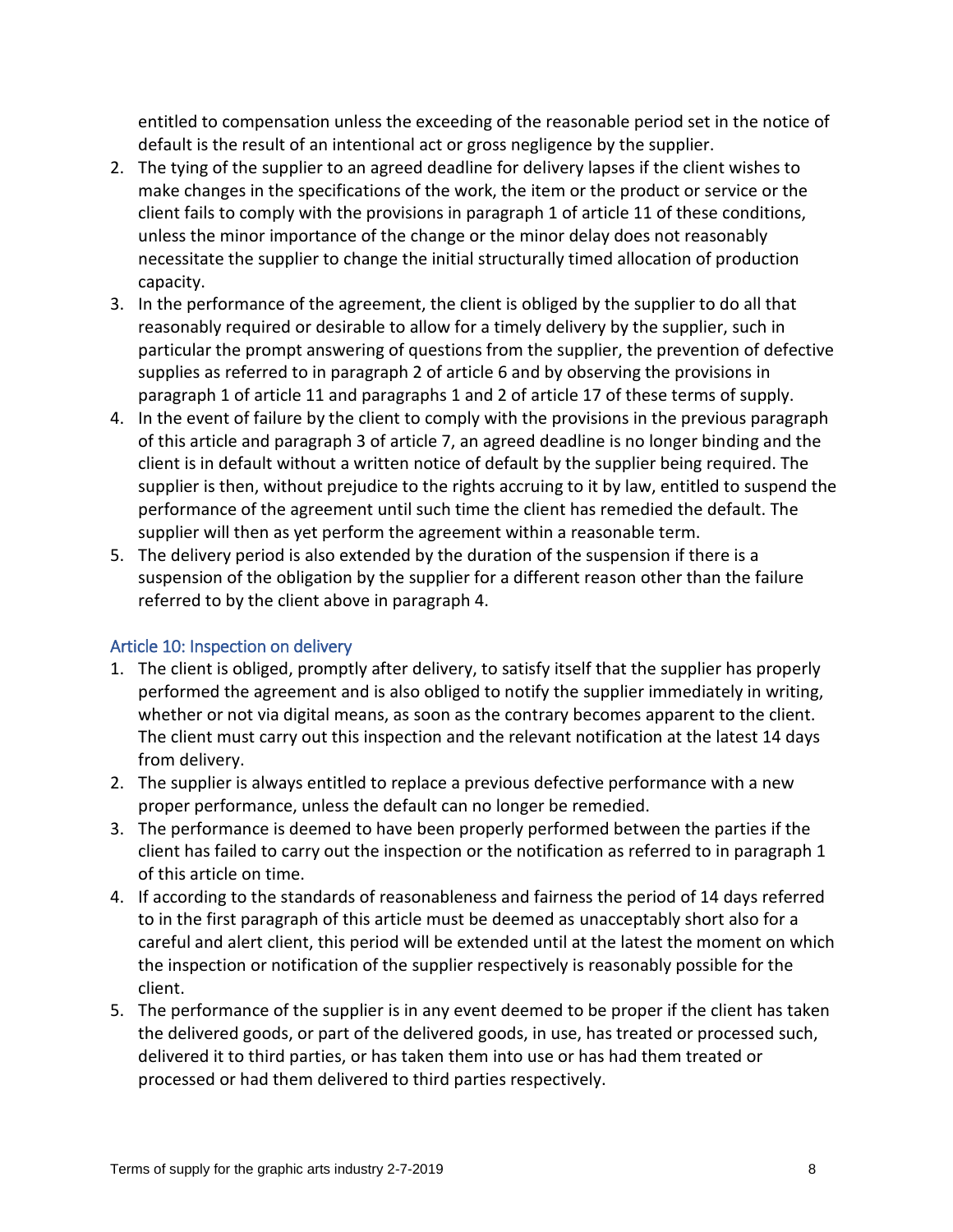entitled to compensation unless the exceeding of the reasonable period set in the notice of default is the result of an intentional act or gross negligence by the supplier.

2. The tying of the supplier to an agreed deadline for delivery lapses if the client wishes to make changes in the specifications of the work, the item or the product or service or the client fails to comply with the provisions in paragraph 1 of article 11 of these conditions, unless the minor importance of the change or the minor delay does not reasonably necessitate the supplier to change the initial structurally timed allocation of production capacity.
3. In the performance of the agreement, the client is obliged by the supplier to do all that reasonably required or desirable to allow for a timely delivery by the supplier, such in particular the prompt answering of questions from the supplier, the prevention of defective supplies as referred to in paragraph 2 of article 6 and by observing the provisions in paragraph 1 of article 11 and paragraphs 1 and 2 of article 17 of these terms of supply.
4. In the event of failure by the client to comply with the provisions in the previous paragraph of this article and paragraph 3 of article 7, an agreed deadline is no longer binding and the client is in default without a written notice of default by the supplier being required. The supplier is then, without prejudice to the rights accruing to it by law, entitled to suspend the performance of the agreement until such time the client has remedied the default. The supplier will then as yet perform the agreement within a reasonable term.
5. The delivery period is also extended by the duration of the suspension if there is a suspension of the obligation by the supplier for a different reason other than the failure referred to by the client above in paragraph 4.

## Article 10: Inspection on delivery

1. The client is obliged, promptly after delivery, to satisfy itself that the supplier has properly performed the agreement and is also obliged to notify the supplier immediately in writing, whether or not via digital means, as soon as the contrary becomes apparent to the client. The client must carry out this inspection and the relevant notification at the latest 14 days from delivery.
2. The supplier is always entitled to replace a previous defective performance with a new proper performance, unless the default can no longer be remedied.
3. The performance is deemed to have been properly performed between the parties if the client has failed to carry out the inspection or the notification as referred to in paragraph 1 of this article on time.
4. If according to the standards of reasonableness and fairness the period of 14 days referred to in the first paragraph of this article must be deemed as unacceptably short also for a careful and alert client, this period will be extended until at the latest the moment on which the inspection or notification of the supplier respectively is reasonably possible for the client.
5. The performance of the supplier is in any event deemed to be proper if the client has taken the delivered goods, or part of the delivered goods, in use, has treated or processed such, delivered it to third parties, or has taken them into use or has had them treated or processed or had them delivered to third parties respectively.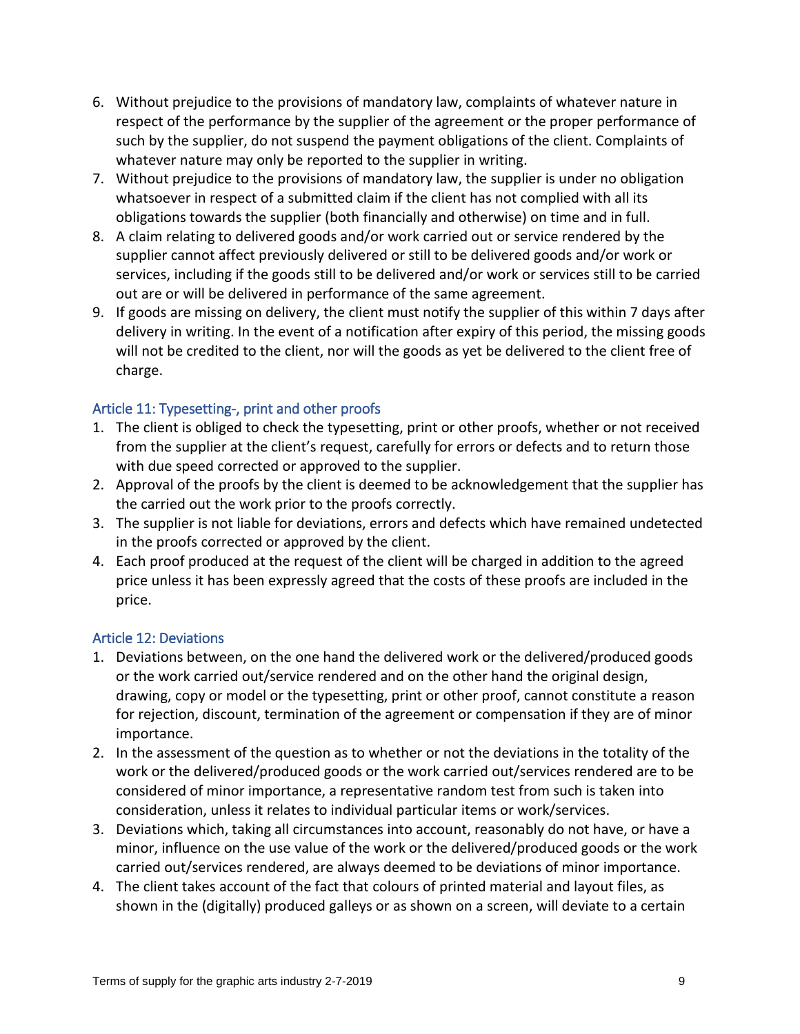6. Without prejudice to the provisions of mandatory law, complaints of whatever nature in respect of the performance by the supplier of the agreement or the proper performance of such by the supplier, do not suspend the payment obligations of the client. Complaints of whatever nature may only be reported to the supplier in writing.
7. Without prejudice to the provisions of mandatory law, the supplier is under no obligation whatsoever in respect of a submitted claim if the client has not complied with all its obligations towards the supplier (both financially and otherwise) on time and in full.
8. A claim relating to delivered goods and/or work carried out or service rendered by the supplier cannot affect previously delivered or still to be delivered goods and/or work or services, including if the goods still to be delivered and/or work or services still to be carried out are or will be delivered in performance of the same agreement.
9. If goods are missing on delivery, the client must notify the supplier of this within 7 days after delivery in writing. In the event of a notification after expiry of this period, the missing goods will not be credited to the client, nor will the goods as yet be delivered to the client free of charge.

## Article 11: Typesetting-, print and other proofs

1. The client is obliged to check the typesetting, print or other proofs, whether or not received from the supplier at the client's request, carefully for errors or defects and to return those with due speed corrected or approved to the supplier.
2. Approval of the proofs by the client is deemed to be acknowledgement that the supplier has the carried out the work prior to the proofs correctly.
3. The supplier is not liable for deviations, errors and defects which have remained undetected in the proofs corrected or approved by the client.
4. Each proof produced at the request of the client will be charged in addition to the agreed price unless it has been expressly agreed that the costs of these proofs are included in the price.

## Article 12: Deviations

1. Deviations between, on the one hand the delivered work or the delivered/produced goods or the work carried out/service rendered and on the other hand the original design, drawing, copy or model or the typesetting, print or other proof, cannot constitute a reason for rejection, discount, termination of the agreement or compensation if they are of minor importance.
2. In the assessment of the question as to whether or not the deviations in the totality of the work or the delivered/produced goods or the work carried out/services rendered are to be considered of minor importance, a representative random test from such is taken into consideration, unless it relates to individual particular items or work/services.
3. Deviations which, taking all circumstances into account, reasonably do not have, or have a minor, influence on the use value of the work or the delivered/produced goods or the work carried out/services rendered, are always deemed to be deviations of minor importance.
4. The client takes account of the fact that colours of printed material and layout files, as shown in the (digitally) produced galleys or as shown on a screen, will deviate to a certain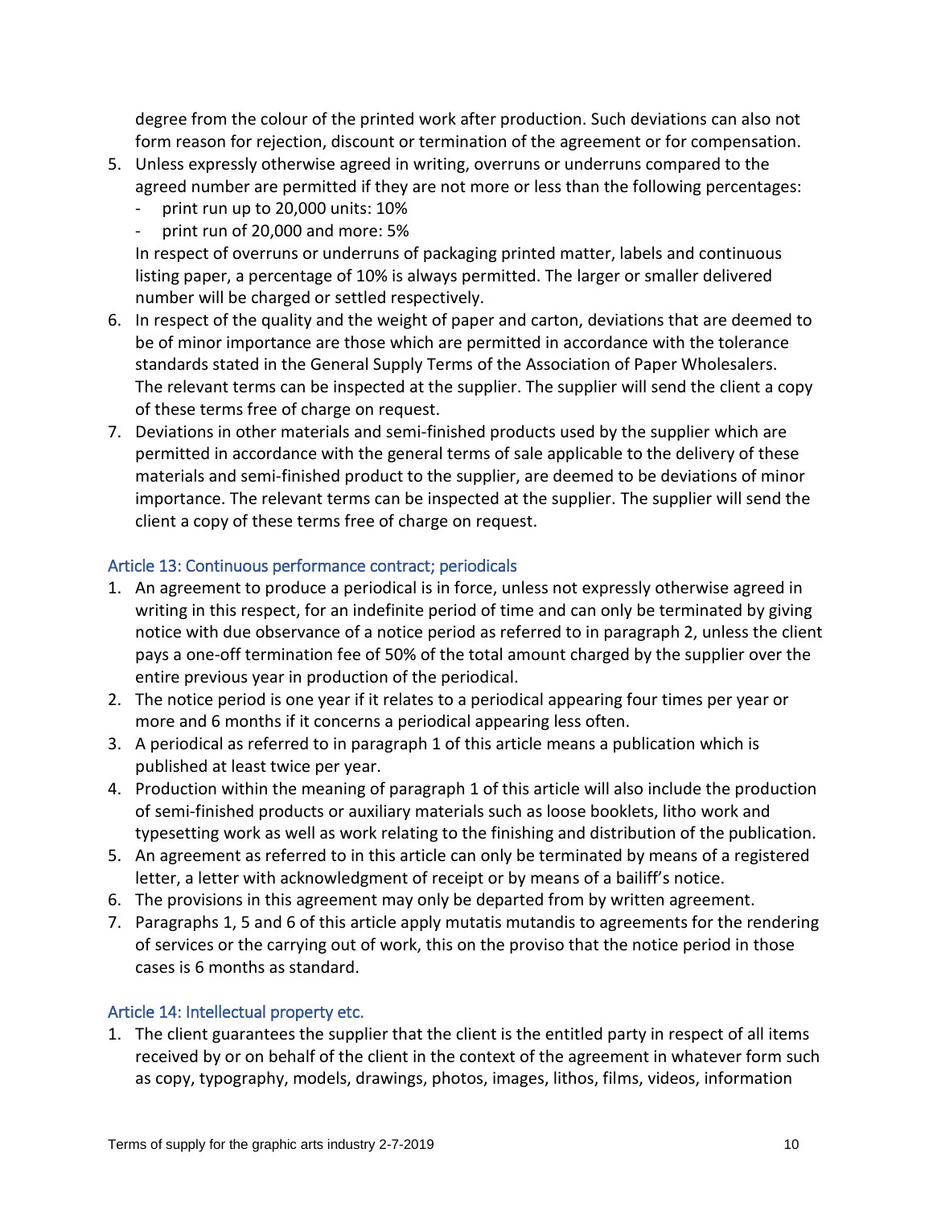degree from the colour of the printed work after production. Such deviations can also not form reason for rejection, discount or termination of the agreement or for compensation.

5. Unless expressly otherwise agreed in writing, overruns or underruns compared to the agreed number are permitted if they are not more or less than the following percentages:
   - print run up to 20,000 units: 10%
   - print run of 20,000 and more: 5%

   In respect of overruns or underruns of packaging printed matter, labels and continuous listing paper, a percentage of 10% is always permitted. The larger or smaller delivered number will be charged or settled respectively.
6. In respect of the quality and the weight of paper and carton, deviations that are deemed to be of minor importance are those which are permitted in accordance with the tolerance standards stated in the General Supply Terms of the Association of Paper Wholesalers. The relevant terms can be inspected at the supplier. The supplier will send the client a copy of these terms free of charge on request.
7. Deviations in other materials and semi-finished products used by the supplier which are permitted in accordance with the general terms of sale applicable to the delivery of these materials and semi-finished product to the supplier, are deemed to be deviations of minor importance. The relevant terms can be inspected at the supplier. The supplier will send the client a copy of these terms free of charge on request.

### Article 13: Continuous performance contract; periodicals

1. An agreement to produce a periodical is in force, unless not expressly otherwise agreed in writing in this respect, for an indefinite period of time and can only be terminated by giving notice with due observance of a notice period as referred to in paragraph 2, unless the client pays a one-off termination fee of 50% of the total amount charged by the supplier over the entire previous year in production of the periodical.
2. The notice period is one year if it relates to a periodical appearing four times per year or more and 6 months if it concerns a periodical appearing less often.
3. A periodical as referred to in paragraph 1 of this article means a publication which is published at least twice per year.
4. Production within the meaning of paragraph 1 of this article will also include the production of semi-finished products or auxiliary materials such as loose booklets, litho work and typesetting work as well as work relating to the finishing and distribution of the publication.
5. An agreement as referred to in this article can only be terminated by means of a registered letter, a letter with acknowledgment of receipt or by means of a bailiff's notice.
6. The provisions in this agreement may only be departed from by written agreement.
7. Paragraphs 1, 5 and 6 of this article apply mutatis mutandis to agreements for the rendering of services or the carrying out of work, this on the proviso that the notice period in those cases is 6 months as standard.

### Article 14: Intellectual property etc.

1. The client guarantees the supplier that the client is the entitled party in respect of all items received by or on behalf of the client in the context of the agreement in whatever form such as copy, typography, models, drawings, photos, images, lithos, films, videos, information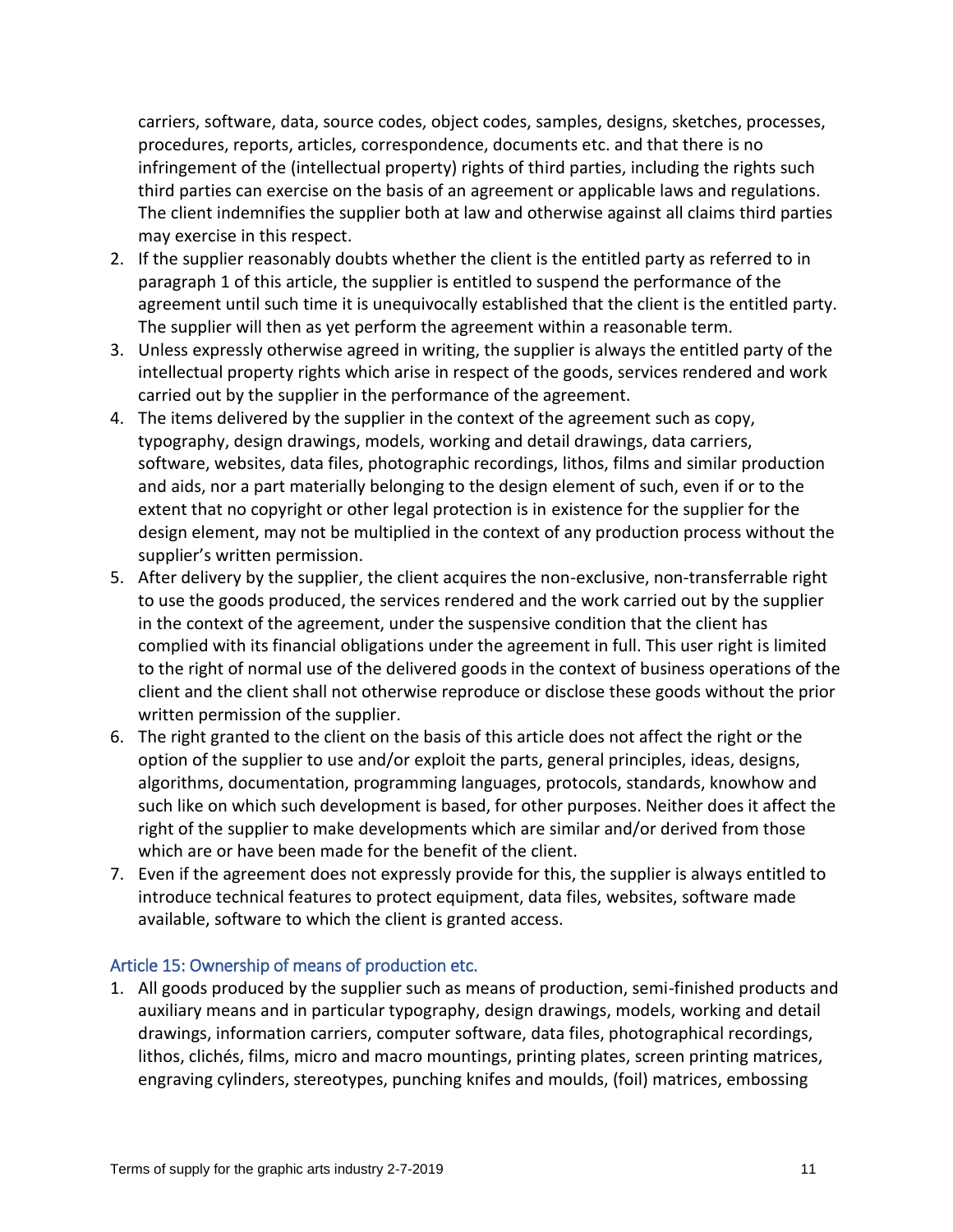carriers, software, data, source codes, object codes, samples, designs, sketches, processes, procedures, reports, articles, correspondence, documents etc. and that there is no infringement of the (intellectual property) rights of third parties, including the rights such third parties can exercise on the basis of an agreement or applicable laws and regulations. The client indemnifies the supplier both at law and otherwise against all claims third parties may exercise in this respect.

2. If the supplier reasonably doubts whether the client is the entitled party as referred to in paragraph 1 of this article, the supplier is entitled to suspend the performance of the agreement until such time it is unequivocally established that the client is the entitled party. The supplier will then as yet perform the agreement within a reasonable term.
3. Unless expressly otherwise agreed in writing, the supplier is always the entitled party of the intellectual property rights which arise in respect of the goods, services rendered and work carried out by the supplier in the performance of the agreement.
4. The items delivered by the supplier in the context of the agreement such as copy, typography, design drawings, models, working and detail drawings, data carriers, software, websites, data files, photographic recordings, lithos, films and similar production and aids, nor a part materially belonging to the design element of such, even if or to the extent that no copyright or other legal protection is in existence for the supplier for the design element, may not be multiplied in the context of any production process without the supplier's written permission.
5. After delivery by the supplier, the client acquires the non-exclusive, non-transferrable right to use the goods produced, the services rendered and the work carried out by the supplier in the context of the agreement, under the suspensive condition that the client has complied with its financial obligations under the agreement in full. This user right is limited to the right of normal use of the delivered goods in the context of business operations of the client and the client shall not otherwise reproduce or disclose these goods without the prior written permission of the supplier.
6. The right granted to the client on the basis of this article does not affect the right or the option of the supplier to use and/or exploit the parts, general principles, ideas, designs, algorithms, documentation, programming languages, protocols, standards, knowhow and such like on which such development is based, for other purposes. Neither does it affect the right of the supplier to make developments which are similar and/or derived from those which are or have been made for the benefit of the client.
7. Even if the agreement does not expressly provide for this, the supplier is always entitled to introduce technical features to protect equipment, data files, websites, software made available, software to which the client is granted access.

## Article 15: Ownership of means of production etc.

1. All goods produced by the supplier such as means of production, semi-finished products and auxiliary means and in particular typography, design drawings, models, working and detail drawings, information carriers, computer software, data files, photographical recordings, lithos, clichés, films, micro and macro mountings, printing plates, screen printing matrices, engraving cylinders, stereotypes, punching knifes and moulds, (foil) matrices, embossing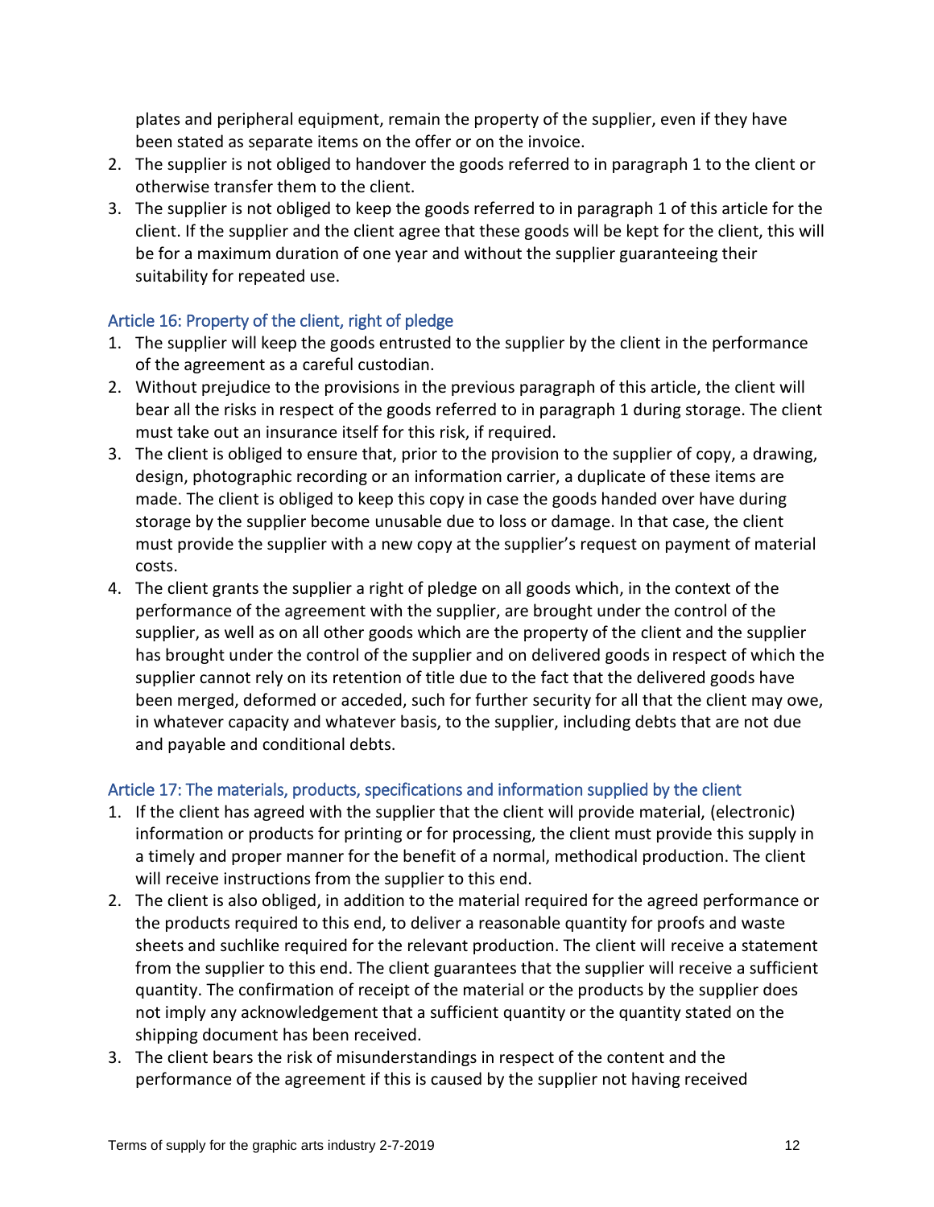plates and peripheral equipment, remain the property of the supplier, even if they have been stated as separate items on the offer or on the invoice.

2. The supplier is not obliged to handover the goods referred to in paragraph 1 to the client or otherwise transfer them to the client.
3. The supplier is not obliged to keep the goods referred to in paragraph 1 of this article for the client. If the supplier and the client agree that these goods will be kept for the client, this will be for a maximum duration of one year and without the supplier guaranteeing their suitability for repeated use.

### Article 16: Property of the client, right of pledge

1. The supplier will keep the goods entrusted to the supplier by the client in the performance of the agreement as a careful custodian.
2. Without prejudice to the provisions in the previous paragraph of this article, the client will bear all the risks in respect of the goods referred to in paragraph 1 during storage. The client must take out an insurance itself for this risk, if required.
3. The client is obliged to ensure that, prior to the provision to the supplier of copy, a drawing, design, photographic recording or an information carrier, a duplicate of these items are made. The client is obliged to keep this copy in case the goods handed over have during storage by the supplier become unusable due to loss or damage. In that case, the client must provide the supplier with a new copy at the supplier's request on payment of material costs.
4. The client grants the supplier a right of pledge on all goods which, in the context of the performance of the agreement with the supplier, are brought under the control of the supplier, as well as on all other goods which are the property of the client and the supplier has brought under the control of the supplier and on delivered goods in respect of which the supplier cannot rely on its retention of title due to the fact that the delivered goods have been merged, deformed or acceded, such for further security for all that the client may owe, in whatever capacity and whatever basis, to the supplier, including debts that are not due and payable and conditional debts.

### Article 17: The materials, products, specifications and information supplied by the client

1. If the client has agreed with the supplier that the client will provide material, (electronic) information or products for printing or for processing, the client must provide this supply in a timely and proper manner for the benefit of a normal, methodical production. The client will receive instructions from the supplier to this end.
2. The client is also obliged, in addition to the material required for the agreed performance or the products required to this end, to deliver a reasonable quantity for proofs and waste sheets and suchlike required for the relevant production. The client will receive a statement from the supplier to this end. The client guarantees that the supplier will receive a sufficient quantity. The confirmation of receipt of the material or the products by the supplier does not imply any acknowledgement that a sufficient quantity or the quantity stated on the shipping document has been received.
3. The client bears the risk of misunderstandings in respect of the content and the performance of the agreement if this is caused by the supplier not having received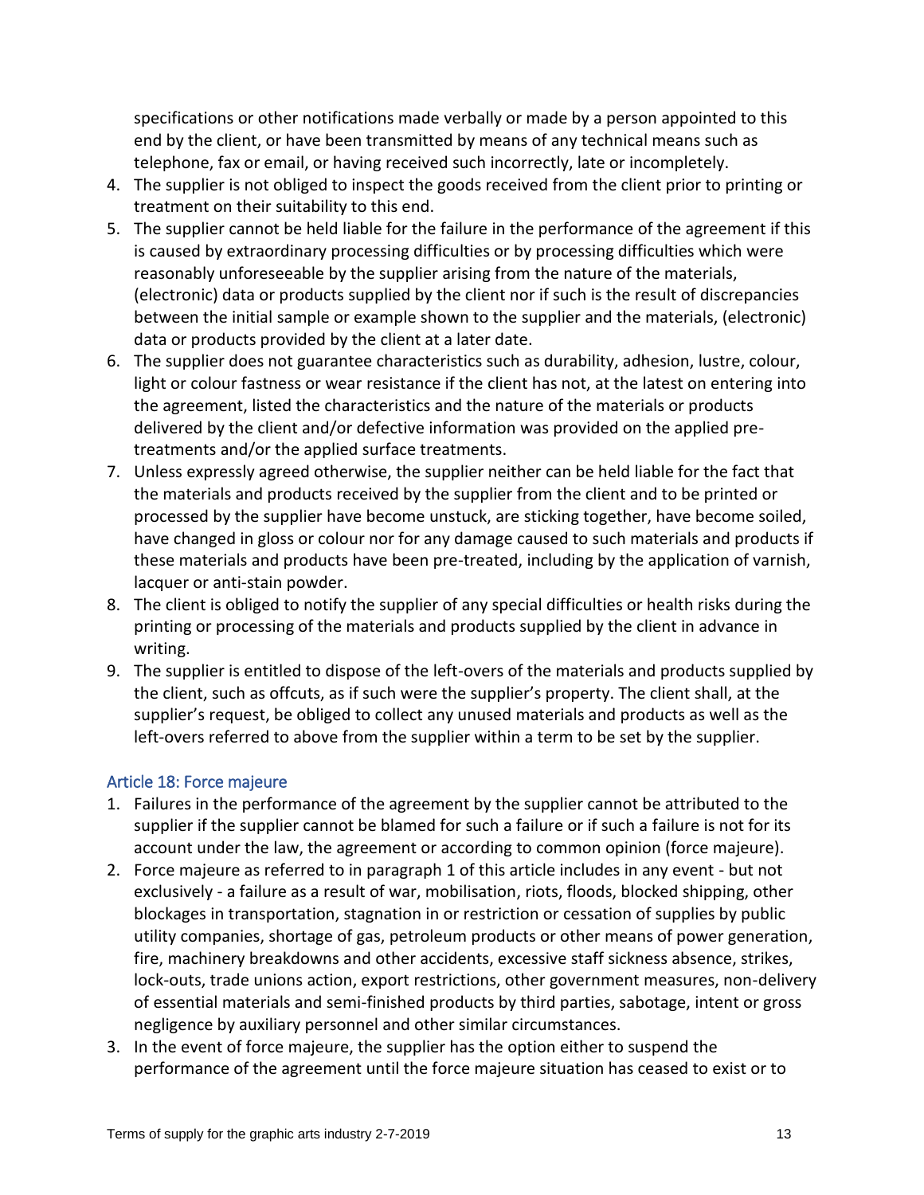specifications or other notifications made verbally or made by a person appointed to this end by the client, or have been transmitted by means of any technical means such as telephone, fax or email, or having received such incorrectly, late or incompletely.

4. The supplier is not obliged to inspect the goods received from the client prior to printing or treatment on their suitability to this end.
5. The supplier cannot be held liable for the failure in the performance of the agreement if this is caused by extraordinary processing difficulties or by processing difficulties which were reasonably unforeseeable by the supplier arising from the nature of the materials, (electronic) data or products supplied by the client nor if such is the result of discrepancies between the initial sample or example shown to the supplier and the materials, (electronic) data or products provided by the client at a later date.
6. The supplier does not guarantee characteristics such as durability, adhesion, lustre, colour, light or colour fastness or wear resistance if the client has not, at the latest on entering into the agreement, listed the characteristics and the nature of the materials or products delivered by the client and/or defective information was provided on the applied pre-treatments and/or the applied surface treatments.
7. Unless expressly agreed otherwise, the supplier neither can be held liable for the fact that the materials and products received by the supplier from the client and to be printed or processed by the supplier have become unstuck, are sticking together, have become soiled, have changed in gloss or colour nor for any damage caused to such materials and products if these materials and products have been pre-treated, including by the application of varnish, lacquer or anti-stain powder.
8. The client is obliged to notify the supplier of any special difficulties or health risks during the printing or processing of the materials and products supplied by the client in advance in writing.
9. The supplier is entitled to dispose of the left-overs of the materials and products supplied by the client, such as offcuts, as if such were the supplier's property. The client shall, at the supplier's request, be obliged to collect any unused materials and products as well as the left-overs referred to above from the supplier within a term to be set by the supplier.

## Article 18: Force majeure

1. Failures in the performance of the agreement by the supplier cannot be attributed to the supplier if the supplier cannot be blamed for such a failure or if such a failure is not for its account under the law, the agreement or according to common opinion (force majeure).
2. Force majeure as referred to in paragraph 1 of this article includes in any event - but not exclusively - a failure as a result of war, mobilisation, riots, floods, blocked shipping, other blockages in transportation, stagnation in or restriction or cessation of supplies by public utility companies, shortage of gas, petroleum products or other means of power generation, fire, machinery breakdowns and other accidents, excessive staff sickness absence, strikes, lock-outs, trade unions action, export restrictions, other government measures, non-delivery of essential materials and semi-finished products by third parties, sabotage, intent or gross negligence by auxiliary personnel and other similar circumstances.
3. In the event of force majeure, the supplier has the option either to suspend the performance of the agreement until the force majeure situation has ceased to exist or to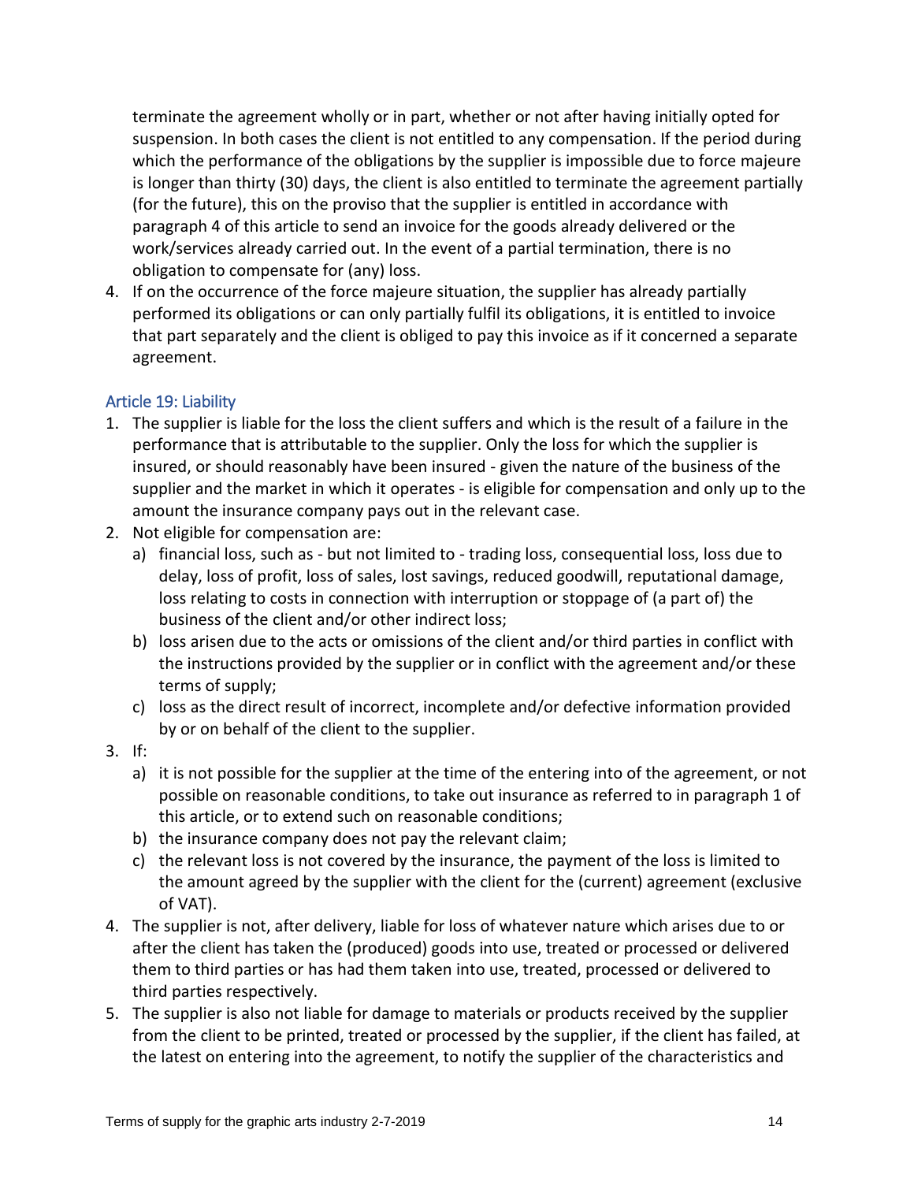terminate the agreement wholly or in part, whether or not after having initially opted for suspension. In both cases the client is not entitled to any compensation. If the period during which the performance of the obligations by the supplier is impossible due to force majeure is longer than thirty (30) days, the client is also entitled to terminate the agreement partially (for the future), this on the proviso that the supplier is entitled in accordance with paragraph 4 of this article to send an invoice for the goods already delivered or the work/services already carried out. In the event of a partial termination, there is no obligation to compensate for (any) loss.

4. If on the occurrence of the force majeure situation, the supplier has already partially performed its obligations or can only partially fulfil its obligations, it is entitled to invoice that part separately and the client is obliged to pay this invoice as if it concerned a separate agreement.

## Article 19: Liability

1. The supplier is liable for the loss the client suffers and which is the result of a failure in the performance that is attributable to the supplier. Only the loss for which the supplier is insured, or should reasonably have been insured - given the nature of the business of the supplier and the market in which it operates - is eligible for compensation and only up to the amount the insurance company pays out in the relevant case.
2. Not eligible for compensation are:
   a) financial loss, such as - but not limited to - trading loss, consequential loss, loss due to delay, loss of profit, loss of sales, lost savings, reduced goodwill, reputational damage, loss relating to costs in connection with interruption or stoppage of (a part of) the business of the client and/or other indirect loss;
   b) loss arisen due to the acts or omissions of the client and/or third parties in conflict with the instructions provided by the supplier or in conflict with the agreement and/or these terms of supply;
   c) loss as the direct result of incorrect, incomplete and/or defective information provided by or on behalf of the client to the supplier.
3. If:
   a) it is not possible for the supplier at the time of the entering into of the agreement, or not possible on reasonable conditions, to take out insurance as referred to in paragraph 1 of this article, or to extend such on reasonable conditions;
   b) the insurance company does not pay the relevant claim;
   c) the relevant loss is not covered by the insurance, the payment of the loss is limited to the amount agreed by the supplier with the client for the (current) agreement (exclusive of VAT).
4. The supplier is not, after delivery, liable for loss of whatever nature which arises due to or after the client has taken the (produced) goods into use, treated or processed or delivered them to third parties or has had them taken into use, treated, processed or delivered to third parties respectively.
5. The supplier is also not liable for damage to materials or products received by the supplier from the client to be printed, treated or processed by the supplier, if the client has failed, at the latest on entering into the agreement, to notify the supplier of the characteristics and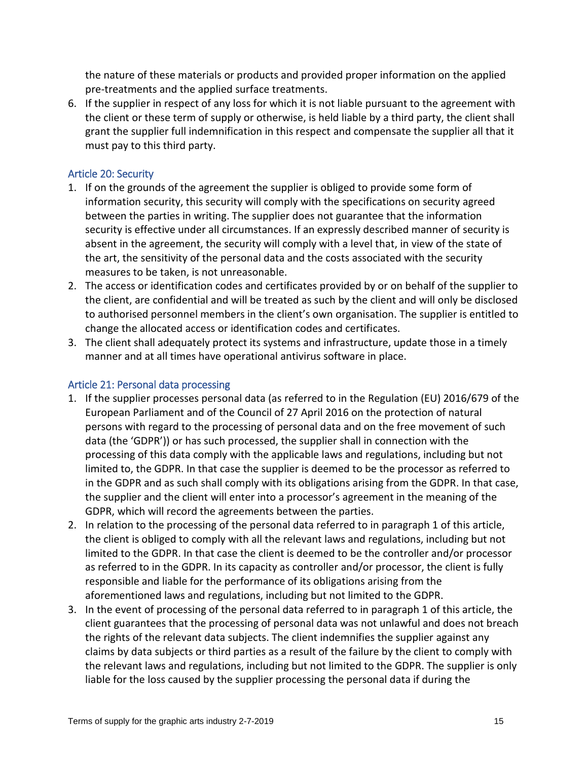the nature of these materials or products and provided proper information on the applied pre-treatments and the applied surface treatments.

6. If the supplier in respect of any loss for which it is not liable pursuant to the agreement with the client or these term of supply or otherwise, is held liable by a third party, the client shall grant the supplier full indemnification in this respect and compensate the supplier all that it must pay to this third party.

## Article 20: Security

1. If on the grounds of the agreement the supplier is obliged to provide some form of information security, this security will comply with the specifications on security agreed between the parties in writing. The supplier does not guarantee that the information security is effective under all circumstances. If an expressly described manner of security is absent in the agreement, the security will comply with a level that, in view of the state of the art, the sensitivity of the personal data and the costs associated with the security measures to be taken, is not unreasonable.
2. The access or identification codes and certificates provided by or on behalf of the supplier to the client, are confidential and will be treated as such by the client and will only be disclosed to authorised personnel members in the client's own organisation. The supplier is entitled to change the allocated access or identification codes and certificates.
3. The client shall adequately protect its systems and infrastructure, update those in a timely manner and at all times have operational antivirus software in place.

## Article 21: Personal data processing

1. If the supplier processes personal data (as referred to in the Regulation (EU) 2016/679 of the European Parliament and of the Council of 27 April 2016 on the protection of natural persons with regard to the processing of personal data and on the free movement of such data (the 'GDPR')) or has such processed, the supplier shall in connection with the processing of this data comply with the applicable laws and regulations, including but not limited to, the GDPR. In that case the supplier is deemed to be the processor as referred to in the GDPR and as such shall comply with its obligations arising from the GDPR. In that case, the supplier and the client will enter into a processor's agreement in the meaning of the GDPR, which will record the agreements between the parties.
2. In relation to the processing of the personal data referred to in paragraph 1 of this article, the client is obliged to comply with all the relevant laws and regulations, including but not limited to the GDPR. In that case the client is deemed to be the controller and/or processor as referred to in the GDPR. In its capacity as controller and/or processor, the client is fully responsible and liable for the performance of its obligations arising from the aforementioned laws and regulations, including but not limited to the GDPR.
3. In the event of processing of the personal data referred to in paragraph 1 of this article, the client guarantees that the processing of personal data was not unlawful and does not breach the rights of the relevant data subjects. The client indemnifies the supplier against any claims by data subjects or third parties as a result of the failure by the client to comply with the relevant laws and regulations, including but not limited to the GDPR. The supplier is only liable for the loss caused by the supplier processing the personal data if during the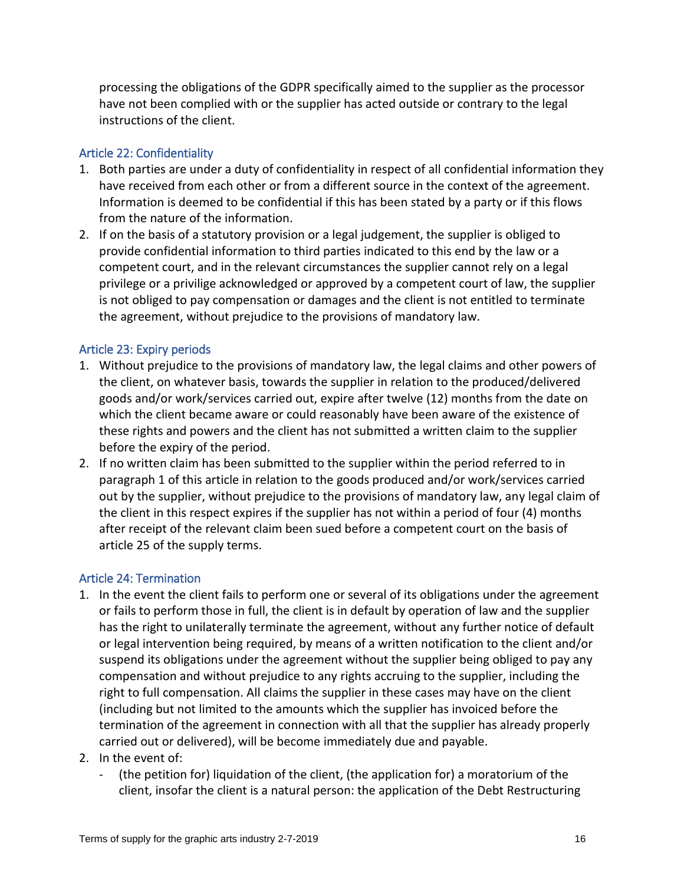processing the obligations of the GDPR specifically aimed to the supplier as the processor have not been complied with or the supplier has acted outside or contrary to the legal instructions of the client.

## Article 22: Confidentiality

1. Both parties are under a duty of confidentiality in respect of all confidential information they have received from each other or from a different source in the context of the agreement. Information is deemed to be confidential if this has been stated by a party or if this flows from the nature of the information.
2. If on the basis of a statutory provision or a legal judgement, the supplier is obliged to provide confidential information to third parties indicated to this end by the law or a competent court, and in the relevant circumstances the supplier cannot rely on a legal privilege or a privilige acknowledged or approved by a competent court of law, the supplier is not obliged to pay compensation or damages and the client is not entitled to terminate the agreement, without prejudice to the provisions of mandatory law.

## Article 23: Expiry periods

1. Without prejudice to the provisions of mandatory law, the legal claims and other powers of the client, on whatever basis, towards the supplier in relation to the produced/delivered goods and/or work/services carried out, expire after twelve (12) months from the date on which the client became aware or could reasonably have been aware of the existence of these rights and powers and the client has not submitted a written claim to the supplier before the expiry of the period.
2. If no written claim has been submitted to the supplier within the period referred to in paragraph 1 of this article in relation to the goods produced and/or work/services carried out by the supplier, without prejudice to the provisions of mandatory law, any legal claim of the client in this respect expires if the supplier has not within a period of four (4) months after receipt of the relevant claim been sued before a competent court on the basis of article 25 of the supply terms.

## Article 24: Termination

1. In the event the client fails to perform one or several of its obligations under the agreement or fails to perform those in full, the client is in default by operation of law and the supplier has the right to unilaterally terminate the agreement, without any further notice of default or legal intervention being required, by means of a written notification to the client and/or suspend its obligations under the agreement without the supplier being obliged to pay any compensation and without prejudice to any rights accruing to the supplier, including the right to full compensation. All claims the supplier in these cases may have on the client (including but not limited to the amounts which the supplier has invoiced before the termination of the agreement in connection with all that the supplier has already properly carried out or delivered), will be become immediately due and payable.
2. In the event of:
   - (the petition for) liquidation of the client, (the application for) a moratorium of the client, insofar the client is a natural person: the application of the Debt Restructuring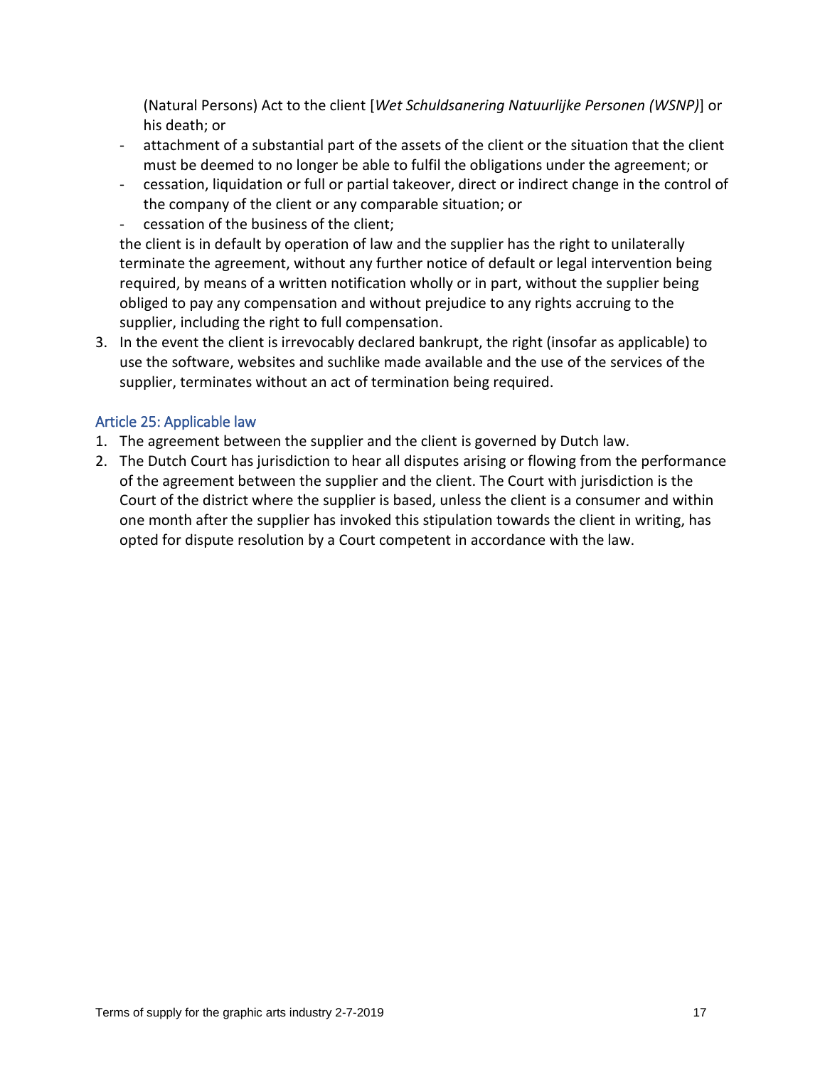(Natural Persons) Act to the client [*Wet Schuldsanering Natuurlijke Personen (WSNP)*] or his death; or

- attachment of a substantial part of the assets of the client or the situation that the client must be deemed to no longer be able to fulfil the obligations under the agreement; or
- cessation, liquidation or full or partial takeover, direct or indirect change in the control of the company of the client or any comparable situation; or
- cessation of the business of the client;

the client is in default by operation of law and the supplier has the right to unilaterally terminate the agreement, without any further notice of default or legal intervention being required, by means of a written notification wholly or in part, without the supplier being obliged to pay any compensation and without prejudice to any rights accruing to the supplier, including the right to full compensation.

3. In the event the client is irrevocably declared bankrupt, the right (insofar as applicable) to use the software, websites and suchlike made available and the use of the services of the supplier, terminates without an act of termination being required.

## Article 25: Applicable law

1. The agreement between the supplier and the client is governed by Dutch law.
2. The Dutch Court has jurisdiction to hear all disputes arising or flowing from the performance of the agreement between the supplier and the client. The Court with jurisdiction is the Court of the district where the supplier is based, unless the client is a consumer and within one month after the supplier has invoked this stipulation towards the client in writing, has opted for dispute resolution by a Court competent in accordance with the law.